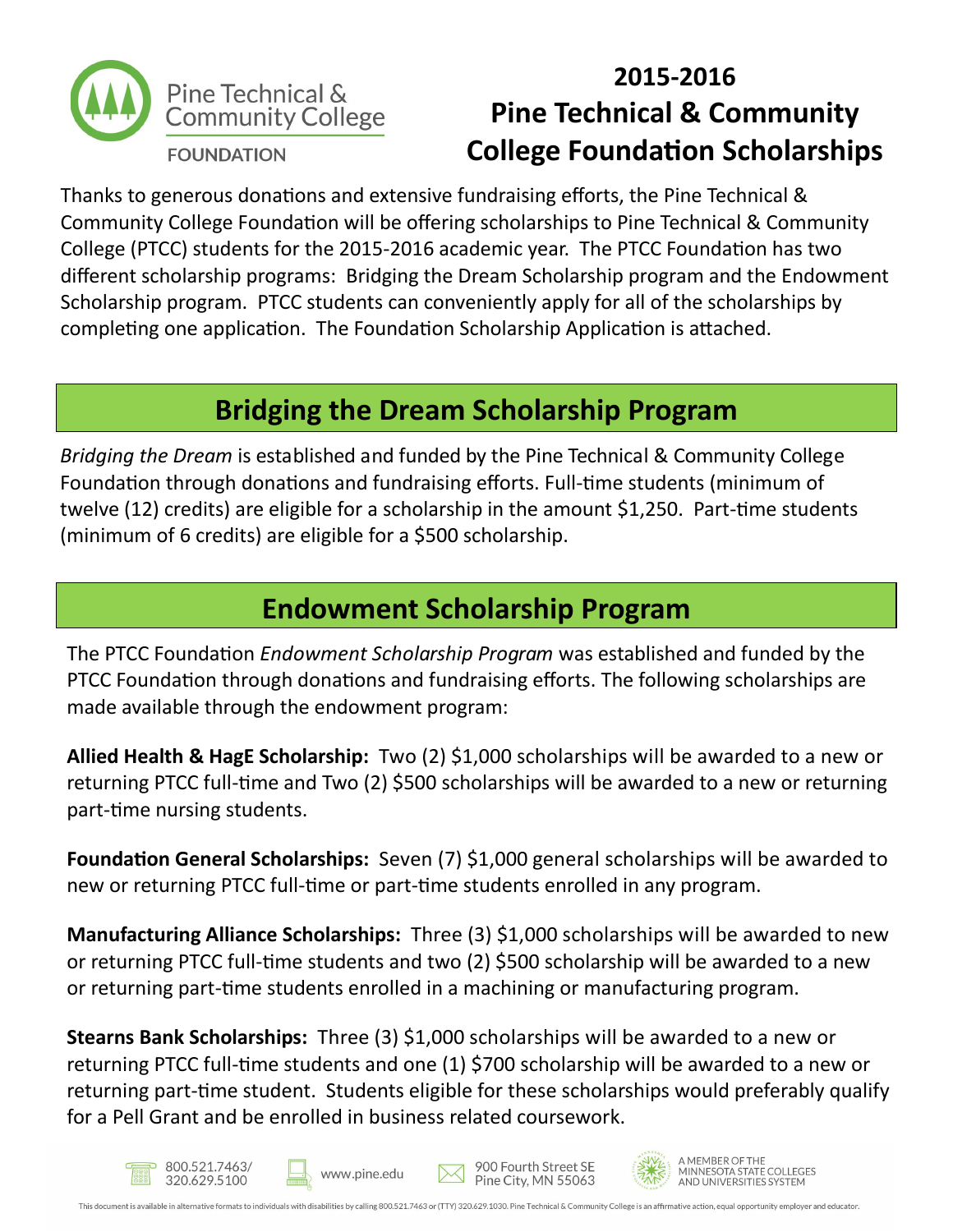Pine Technical & Community College FOUNDATION

# 2015-2016 Pine Technical & Community College Foundation Scholarships

Thanks to generous donations and extensive fundraising efforts, the Pine Technical & Community College Foundation will be offering scholarships to Pine Technical & Community College (PTCC) students for the 2015-2016 academic year. The PTCC Foundation has two different scholarship programs: Bridging the Dream Scholarship program and the Endowment Scholarship program. PTCC students can conveniently apply for all of the scholarships by completing one application. The Foundation Scholarship Application is attached.

## Bridging the Dream Scholarship Program

*Bridging the Dream* is established and funded by the Pine Technical & Community College Foundation through donations and fundraising efforts. Full-time students (minimum of twelve (12) credits) are eligible for a scholarship in the amount $1,250. Part-time students (minimum of 6 credits) are eligible for a $500 scholarship.

## Endowment Scholarship Program

The PTCC Foundation *Endowment Scholarship Program* was established and funded by the PTCC Foundation through donations and fundraising efforts. The following scholarships are made available through the endowment program:

**Allied Health & HagE Scholarship:** Two (2) $1,000 scholarships will be awarded to a new or returning PTCC full-time and Two (2) $500 scholarships will be awarded to a new or returning part-time nursing students.

**Foundation General Scholarships:** Seven (7) $1,000 general scholarships will be awarded to new or returning PTCC full-time or part-time students enrolled in any program.

**Manufacturing Alliance Scholarships:** Three (3) $1,000 scholarships will be awarded to new or returning PTCC full-time students and two (2) $500 scholarship will be awarded to a new or returning part-time students enrolled in a machining or manufacturing program.

**Stearns Bank Scholarships:** Three (3) $1,000 scholarships will be awarded to a new or returning PTCC full-time students and one (1) $700 scholarship will be awarded to a new or returning part-time student. Students eligible for these scholarships would preferably qualify for a Pell Grant and be enrolled in business related coursework.

800.521.7463/ 320.629.5100 | www.pine.edu | 900 Fourth Street SE Pine City, MN 55063 | A MEMBER OF THE MINNESOTA STATE COLLEGES AND UNIVERSITIES SYSTEM

This document is available in alternative formats to individuals with disabilities by calling 800.521.7463 or (TTY) 320.629.1030. Pine Technical & Community College is an affirmative action, equal opportunity employer and educator.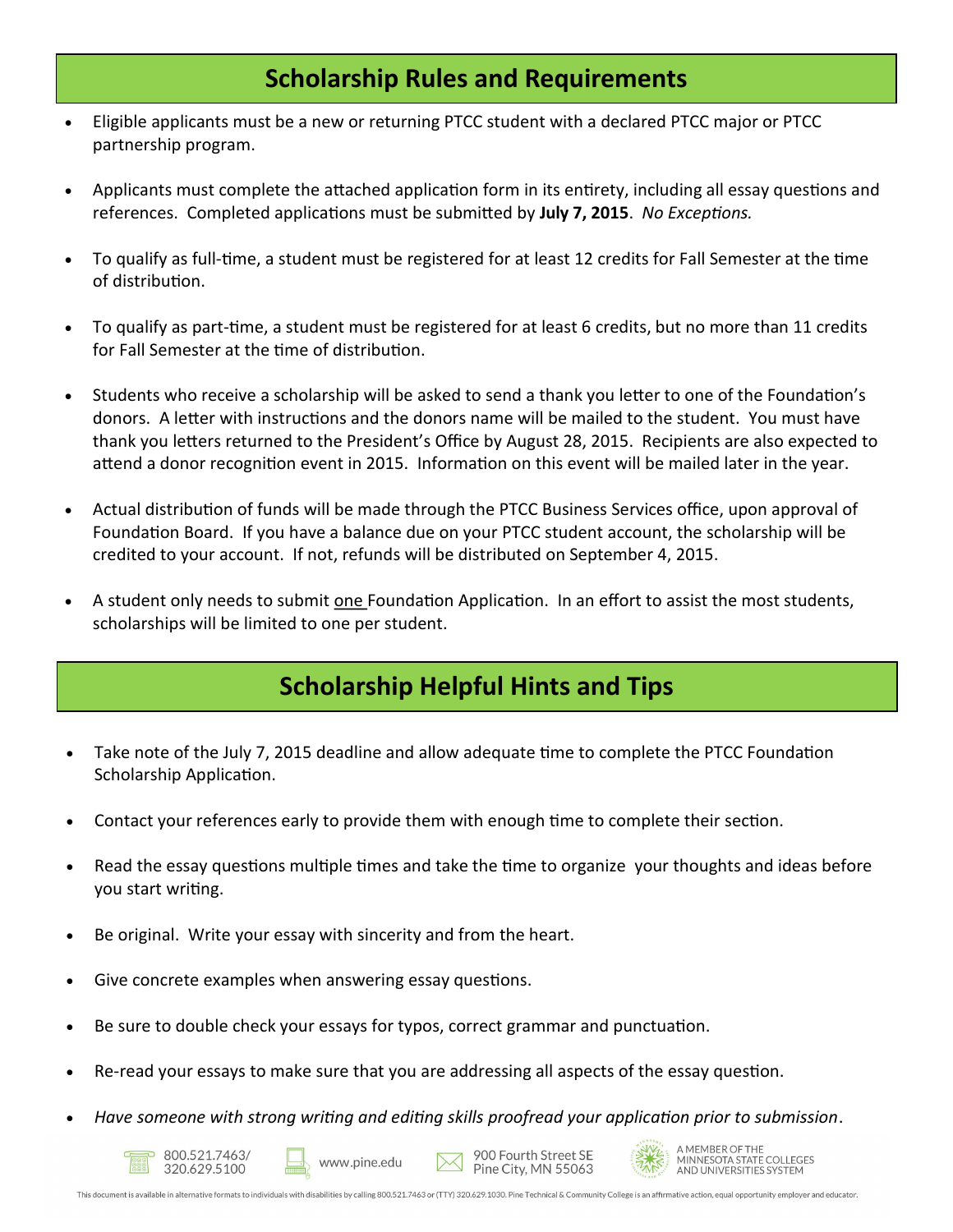## Scholarship Rules and Requirements

- Eligible applicants must be a new or returning PTCC student with a declared PTCC major or PTCC partnership program.
- Applicants must complete the attached application form in its entirety, including all essay questions and references. Completed applications must be submitted by **July 7, 2015**. *No Exceptions.*
- To qualify as full-time, a student must be registered for at least 12 credits for Fall Semester at the time of distribution.
- To qualify as part-time, a student must be registered for at least 6 credits, but no more than 11 credits for Fall Semester at the time of distribution.
- Students who receive a scholarship will be asked to send a thank you letter to one of the Foundation's donors. A letter with instructions and the donors name will be mailed to the student. You must have thank you letters returned to the President's Office by August 28, 2015. Recipients are also expected to attend a donor recognition event in 2015. Information on this event will be mailed later in the year.
- Actual distribution of funds will be made through the PTCC Business Services office, upon approval of Foundation Board. If you have a balance due on your PTCC student account, the scholarship will be credited to your account. If not, refunds will be distributed on September 4, 2015.
- A student only needs to submit one Foundation Application. In an effort to assist the most students, scholarships will be limited to one per student.

## Scholarship Helpful Hints and Tips

- Take note of the July 7, 2015 deadline and allow adequate time to complete the PTCC Foundation Scholarship Application.
- Contact your references early to provide them with enough time to complete their section.
- Read the essay questions multiple times and take the time to organize your thoughts and ideas before you start writing.
- Be original. Write your essay with sincerity and from the heart.
- Give concrete examples when answering essay questions.
- Be sure to double check your essays for typos, correct grammar and punctuation.
- Re-read your essays to make sure that you are addressing all aspects of the essay question.
- *Have someone with strong writing and editing skills proofread your application prior to submission*.

800.521.7463/ 320.629.5100 | www.pine.edu | 900 Fourth Street SE Pine City, MN 55063 | A MEMBER OF THE MINNESOTA STATE COLLEGES AND UNIVERSITIES SYSTEM

This document is available in alternative formats to individuals with disabilities by calling 800.521.7463 or (TTY) 320.629.1030. Pine Technical & Community College is an affirmative action, equal opportunity employer and educator.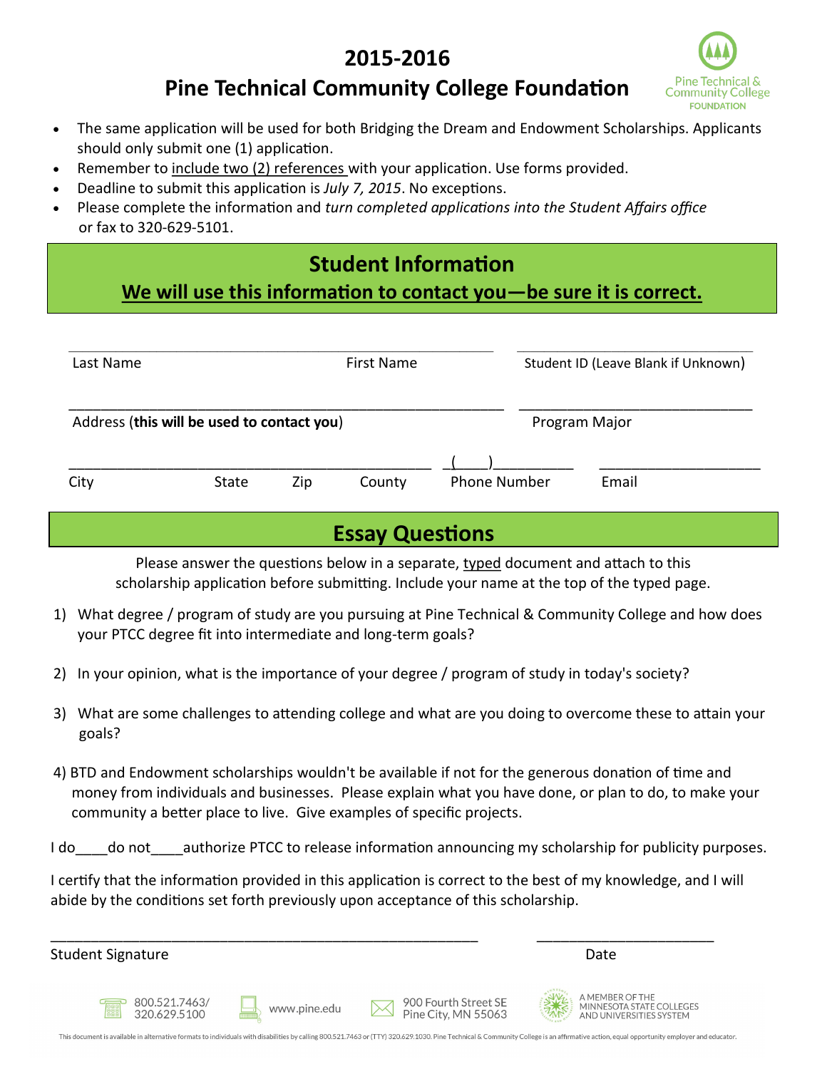# 2015-2016

# Pine Technical Community College Foundation

- The same application will be used for both Bridging the Dream and Endowment Scholarships. Applicants should only submit one (1) application.
- Remember to include two (2) references with your application. Use forms provided.
- Deadline to submit this application is *July 7, 2015*. No exceptions.
- Please complete the information and *turn completed applications into the Student Affairs office* or fax to 320-629-5101.

## Student Information

**We will use this information to contact you—be sure it is correct.**

______________________________________________ ______________________________

Last Name First Name Student ID (Leave Blank if Unknown)

______________________________________________ ______________________________

Address (**this will be used to contact you**) Program Major

______________________________________________ (____)__________ ____________________

City State Zip County Phone Number Email

## Essay Questions

Please answer the questions below in a separate, typed document and attach to this scholarship application before submitting. Include your name at the top of the typed page.

1) What degree / program of study are you pursuing at Pine Technical & Community College and how does your PTCC degree fit into intermediate and long-term goals?

2) In your opinion, what is the importance of your degree / program of study in today's society?

3) What are some challenges to attending college and what are you doing to overcome these to attain your goals?

4) BTD and Endowment scholarships wouldn't be available if not for the generous donation of time and money from individuals and businesses. Please explain what you have done, or plan to do, to make your community a better place to live. Give examples of specific projects.

I do____do not____authorize PTCC to release information announcing my scholarship for publicity purposes.

I certify that the information provided in this application is correct to the best of my knowledge, and I will abide by the conditions set forth previously upon acceptance of this scholarship.

______________________________________________ ______________________

Student Signature Date

800.521.7463/ 320.629.5100 www.pine.edu 900 Fourth Street SE Pine City, MN 55063 A MEMBER OF THE MINNESOTA STATE COLLEGES AND UNIVERSITIES SYSTEM

This document is available in alternative formats to individuals with disabilities by calling 800.521.7463 or (TTY) 320.629.1030. Pine Technical & Community College is an affirmative action, equal opportunity employer and educator.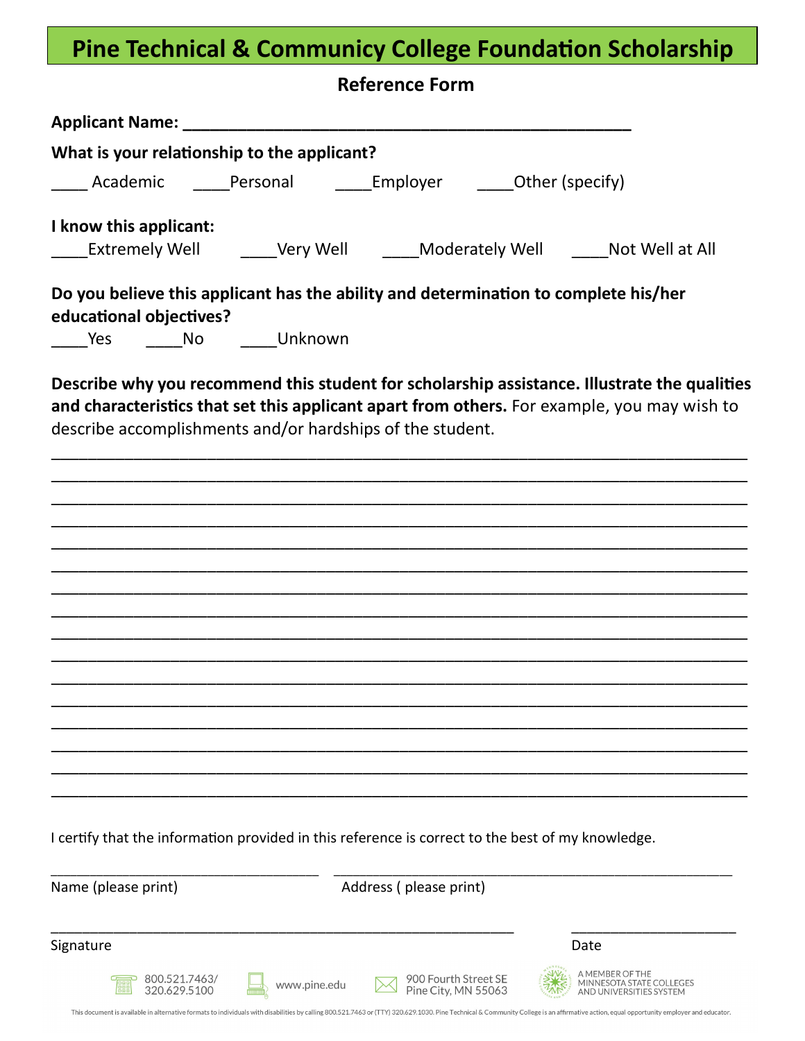# Pine Technical & Community College Foundation Scholarship

## Reference Form

**Applicant Name: ___________________________________________________**

**What is your relationship to the applicant?**

____ Academic ____Personal ____Employer ____Other (specify)

**I know this applicant:**

____Extremely Well ____Very Well ____Moderately Well ____Not Well at All

**Do you believe this applicant has the ability and determination to complete his/her educational objectives?**

____Yes ____No ____Unknown

**Describe why you recommend this student for scholarship assistance. Illustrate the qualities and characteristics that set this applicant apart from others.** For example, you may wish to describe accomplishments and/or hardships of the student.

________________________________________________________________________________
________________________________________________________________________________
________________________________________________________________________________
________________________________________________________________________________
________________________________________________________________________________
________________________________________________________________________________
________________________________________________________________________________
________________________________________________________________________________
________________________________________________________________________________
________________________________________________________________________________
________________________________________________________________________________
________________________________________________________________________________
________________________________________________________________________________
________________________________________________________________________________
________________________________________________________________________________
________________________________________________________________________________

I certify that the information provided in this reference is correct to the best of my knowledge.

_________________________________ _________________________________________________

Name (please print) Address ( please print)

_________________________________________________________ ____________________

Signature Date

800.521.7463/ 320.629.5100 www.pine.edu 900 Fourth Street SE Pine City, MN 55063 A MEMBER OF THE MINNESOTA STATE COLLEGES AND UNIVERSITIES SYSTEM

This document is available in alternative formats to individuals with disabilities by calling 800.521.7463 or (TTY) 320.629.1030. Pine Technical & Community College is an affirmative action, equal opportunity employer and educator.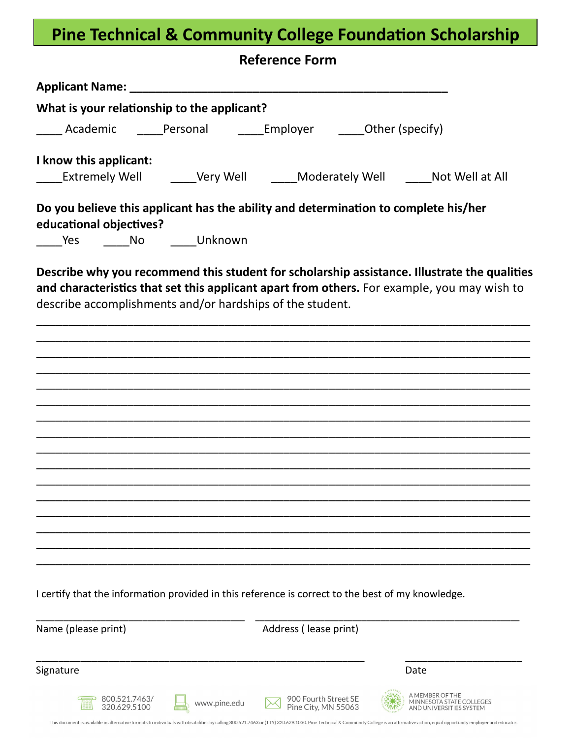# Pine Technical & Community College Foundation Scholarship

## Reference Form

**Applicant Name: ____________________________________________________**

**What is your relationship to the applicant?**

____ Academic ____Personal ____Employer ____Other (specify)

**I know this applicant:**

____Extremely Well ____Very Well ____Moderately Well ____Not Well at All

**Do you believe this applicant has the ability and determination to complete his/her educational objectives?**

____Yes ____No ____Unknown

**Describe why you recommend this student for scholarship assistance. Illustrate the qualities and characteristics that set this applicant apart from others.** For example, you may wish to describe accomplishments and/or hardships of the student.

________________________________________________________________________________

________________________________________________________________________________

________________________________________________________________________________

________________________________________________________________________________

________________________________________________________________________________

________________________________________________________________________________

________________________________________________________________________________

________________________________________________________________________________

________________________________________________________________________________

________________________________________________________________________________

________________________________________________________________________________

________________________________________________________________________________

________________________________________________________________________________

________________________________________________________________________________

________________________________________________________________________________

________________________________________________________________________________

I certify that the information provided in this reference is correct to the best of my knowledge.

________________________________________ ________________________________________

Name (please print) Address ( lease print)

________________________________________ ____________________

Signature Date

800.521.7463/ 320.629.5100 www.pine.edu 900 Fourth Street SE Pine City, MN 55063 A MEMBER OF THE MINNESOTA STATE COLLEGES AND UNIVERSITIES SYSTEM

This document is available in alternative formats to individuals with disabilities by calling 800.521.7463 or (TTY) 320.629.1030. Pine Technical & Community College is an affirmative action, equal opportunity employer and educator.